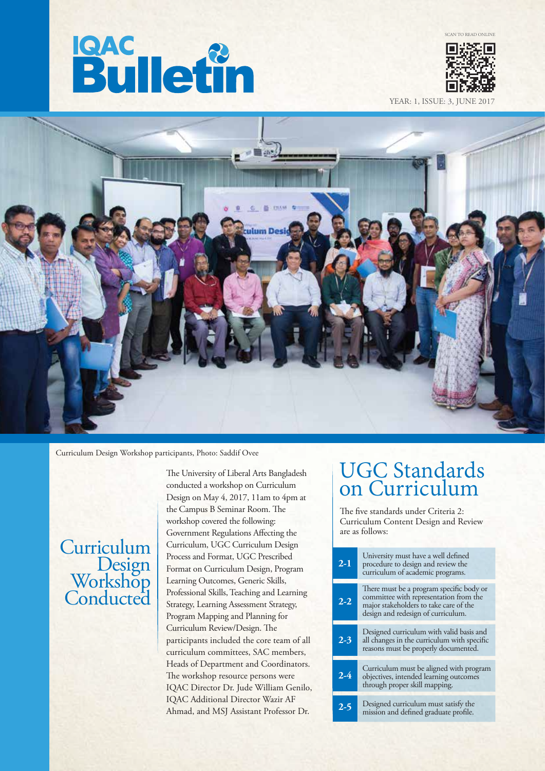# IQAC Bulletin

SCAN TO READ ONLINE

YEAR: 1, ISSUE: 3, JUNE 2017

Curriculum Design Workshop participants, Photo: Saddif Ovee

## Curriculum Design Workshop Conducted

The University of Liberal Arts Bangladesh conducted a workshop on Curriculum Design on May 4, 2017, 11am to 4pm at the Campus B Seminar Room. The workshop covered the following: Government Regulations Affecting the Curriculum, UGC Curriculum Design Process and Format, UGC Prescribed Format on Curriculum Design, Program Learning Outcomes, Generic Skills, Professional Skills, Teaching and Learning Strategy, Learning Assessment Strategy, Program Mapping and Planning for Curriculum Review/Design. The participants included the core team of all curriculum committees, SAC members, Heads of Department and Coordinators. The workshop resource persons were IQAC Director Dr. Jude William Genilo, IQAC Additional Director Wazir AF Ahmad, and MSJ Assistant Professor Dr.

## UGC Standards on Curriculum

The five standards under Criteria 2: Curriculum Content Design and Review are as follows:

| | |
|---|---|
| 2-1 | University must have a well defined procedure to design and review the curriculum of academic programs. |
| 2-2 | There must be a program specific body or committee with representation from the major stakeholders to take care of the design and redesign of curriculum. |
| 2-3 | Designed curriculum with valid basis and all changes in the curriculum with specific reasons must be properly documented. |
| 2-4 | Curriculum must be aligned with program objectives, intended learning outcomes through proper skill mapping. |
| 2-5 | Designed curriculum must satisfy the mission and defined graduate profile. |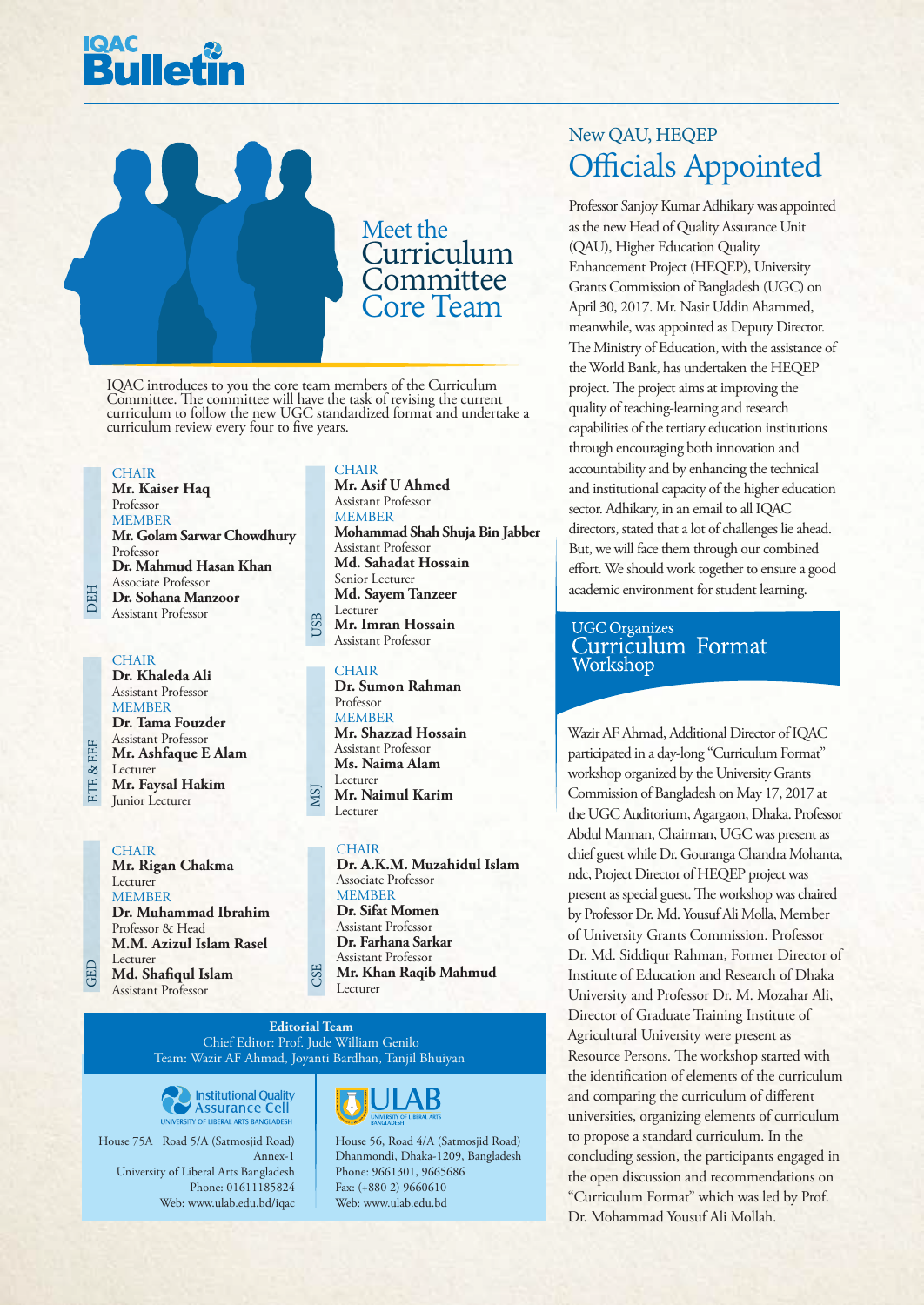# IQAC Bulletin

## Meet the Curriculum Committee Core Team

IQAC introduces to you the core team members of the Curriculum Committee. The committee will have the task of revising the current curriculum to follow the new UGC standardized format and undertake a curriculum review every four to five years.

### DEH

CHAIR
**Mr. Kaiser Haq**
Professor

MEMBER
**Mr. Golam Sarwar Chowdhury**
Professor
**Dr. Mahmud Hasan Khan**
Associate Professor
**Dr. Sohana Manzoor**
Assistant Professor

### ETE & EEE

CHAIR
**Dr. Khaleda Ali**
Assistant Professor

MEMBER
**Dr. Tama Fouzder**
Assistant Professor
**Mr. Ashfaque E Alam**
Lecturer
**Mr. Faysal Hakim**
Junior Lecturer

### GED

CHAIR
**Mr. Rigan Chakma**
Lecturer

MEMBER
**Dr. Muhammad Ibrahim**
Professor & Head
**M.M. Azizul Islam Rasel**
Lecturer
**Md. Shafiqul Islam**
Assistant Professor

### USB

CHAIR
**Mr. Asif U Ahmed**
Assistant Professor

MEMBER
**Mohammad Shah Shuja Bin Jabber**
Assistant Professor
**Md. Sahadat Hossain**
Senior Lecturer
**Md. Sayem Tanzeer**
Lecturer
**Mr. Imran Hossain**
Assistant Professor

### MSJ

CHAIR
**Dr. Sumon Rahman**
Professor

MEMBER
**Mr. Shazzad Hossain**
Assistant Professor
**Ms. Naima Alam**
Lecturer
**Mr. Naimul Karim**
Lecturer

### CSE

CHAIR
**Dr. A.K.M. Muzahidul Islam**
Associate Professor

MEMBER
**Dr. Sifat Momen**
Assistant Professor
**Dr. Farhana Sarkar**
Assistant Professor
**Mr. Khan Raqib Mahmud**
Lecturer

## New QAU, HEQEP Officials Appointed

Professor Sanjoy Kumar Adhikary was appointed as the new Head of Quality Assurance Unit (QAU), Higher Education Quality Enhancement Project (HEQEP), University Grants Commission of Bangladesh (UGC) on April 30, 2017. Mr. Nasir Uddin Ahammed, meanwhile, was appointed as Deputy Director. The Ministry of Education, with the assistance of the World Bank, has undertaken the HEQEP project. The project aims at improving the quality of teaching-learning and research capabilities of the tertiary education institutions through encouraging both innovation and accountability and by enhancing the technical and institutional capacity of the higher education sector. Adhikary, in an email to all IQAC directors, stated that a lot of challenges lie ahead. But, we will face them through our combined effort. We should work together to ensure a good academic environment for student learning.

## UGC Organizes Curriculum Format Workshop

Wazir AF Ahmad, Additional Director of IQAC participated in a day-long "Curriculum Format" workshop organized by the University Grants Commission of Bangladesh on May 17, 2017 at the UGC Auditorium, Agargaon, Dhaka. Professor Abdul Mannan, Chairman, UGC was present as chief guest while Dr. Gouranga Chandra Mohanta, ndc, Project Director of HEQEP project was present as special guest. The workshop was chaired by Professor Dr. Md. Yousuf Ali Molla, Member of University Grants Commission. Professor Dr. Md. Siddiqur Rahman, Former Director of Institute of Education and Research of Dhaka University and Professor Dr. M. Mozahar Ali, Director of Graduate Training Institute of Agricultural University were present as Resource Persons. The workshop started with the identification of elements of the curriculum and comparing the curriculum of different universities, organizing elements of curriculum to propose a standard curriculum. In the concluding session, the participants engaged in the open discussion and recommendations on "Curriculum Format" which was led by Prof. Dr. Mohammad Yousuf Ali Mollah.

---

**Editorial Team**
Chief Editor: Prof. Jude William Genilo
Team: Wazir AF Ahmad, Joyanti Bardhan, Tanjil Bhuiyan

**Institutional Quality Assurance Cell**
UNIVERSITY OF LIBERAL ARTS BANGLADESH

House 75A Road 5/A (Satmosjid Road)
Annex-1
University of Liberal Arts Bangladesh
Phone: 01611185824
Web: www.ulab.edu.bd/iqac

**ULAB**
UNIVERSITY OF LIBERAL ARTS BANGLADESH

House 56, Road 4/A (Satmosjid Road)
Dhanmondi, Dhaka-1209, Bangladesh
Phone: 9661301, 9665686
Fax: (+880 2) 9660610
Web: www.ulab.edu.bd